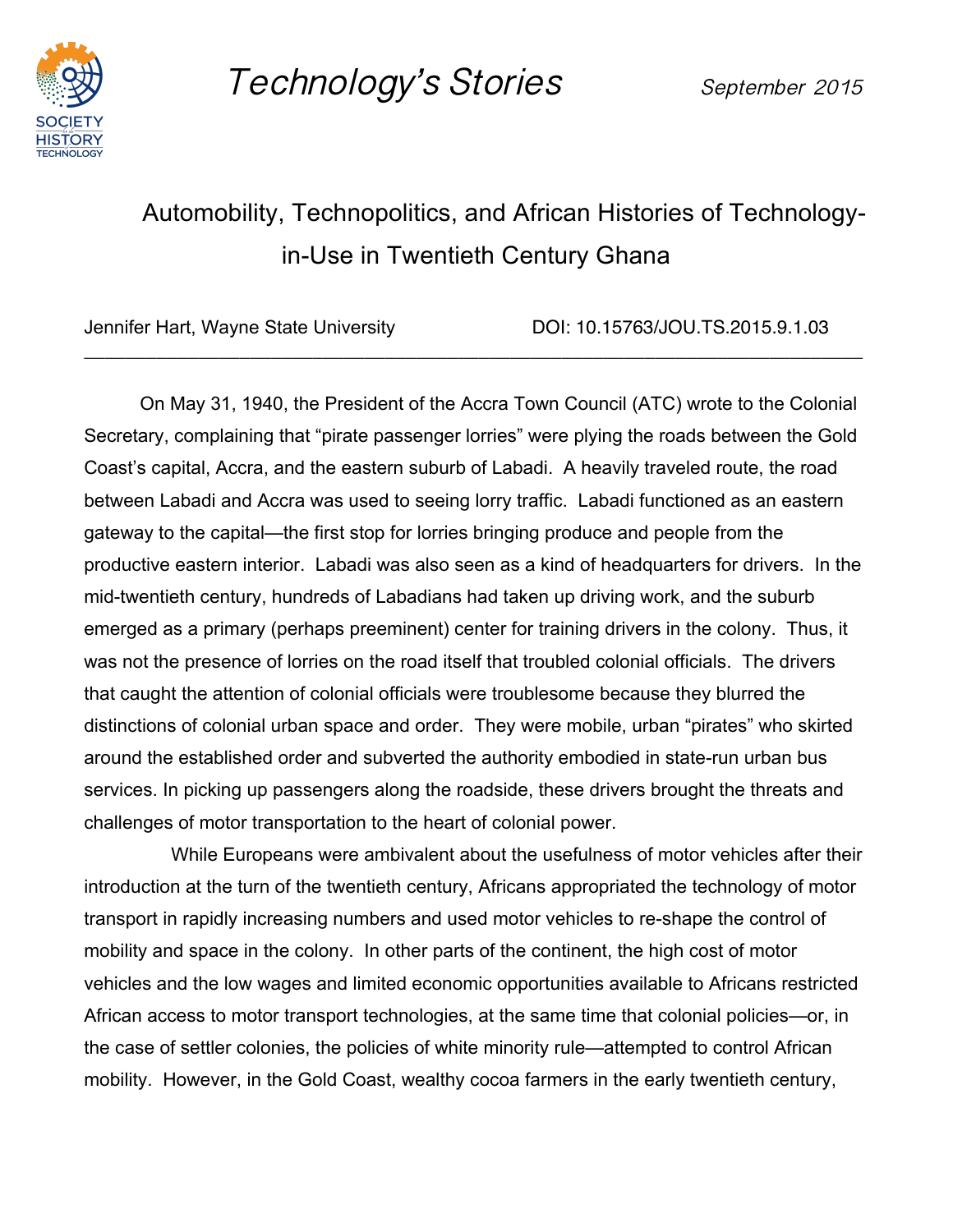Technology's Stories

September 2015

# Automobility, Technopolitics, and African Histories of Technology-in-Use in Twentieth Century Ghana

Jennifer Hart, Wayne State University

DOI: 10.15763/JOU.TS.2015.9.1.03

---

On May 31, 1940, the President of the Accra Town Council (ATC) wrote to the Colonial Secretary, complaining that "pirate passenger lorries" were plying the roads between the Gold Coast's capital, Accra, and the eastern suburb of Labadi. A heavily traveled route, the road between Labadi and Accra was used to seeing lorry traffic. Labadi functioned as an eastern gateway to the capital—the first stop for lorries bringing produce and people from the productive eastern interior. Labadi was also seen as a kind of headquarters for drivers. In the mid-twentieth century, hundreds of Labadians had taken up driving work, and the suburb emerged as a primary (perhaps preeminent) center for training drivers in the colony. Thus, it was not the presence of lorries on the road itself that troubled colonial officials. The drivers that caught the attention of colonial officials were troublesome because they blurred the distinctions of colonial urban space and order. They were mobile, urban "pirates" who skirted around the established order and subverted the authority embodied in state-run urban bus services. In picking up passengers along the roadside, these drivers brought the threats and challenges of motor transportation to the heart of colonial power.

While Europeans were ambivalent about the usefulness of motor vehicles after their introduction at the turn of the twentieth century, Africans appropriated the technology of motor transport in rapidly increasing numbers and used motor vehicles to re-shape the control of mobility and space in the colony. In other parts of the continent, the high cost of motor vehicles and the low wages and limited economic opportunities available to Africans restricted African access to motor transport technologies, at the same time that colonial policies—or, in the case of settler colonies, the policies of white minority rule—attempted to control African mobility. However, in the Gold Coast, wealthy cocoa farmers in the early twentieth century,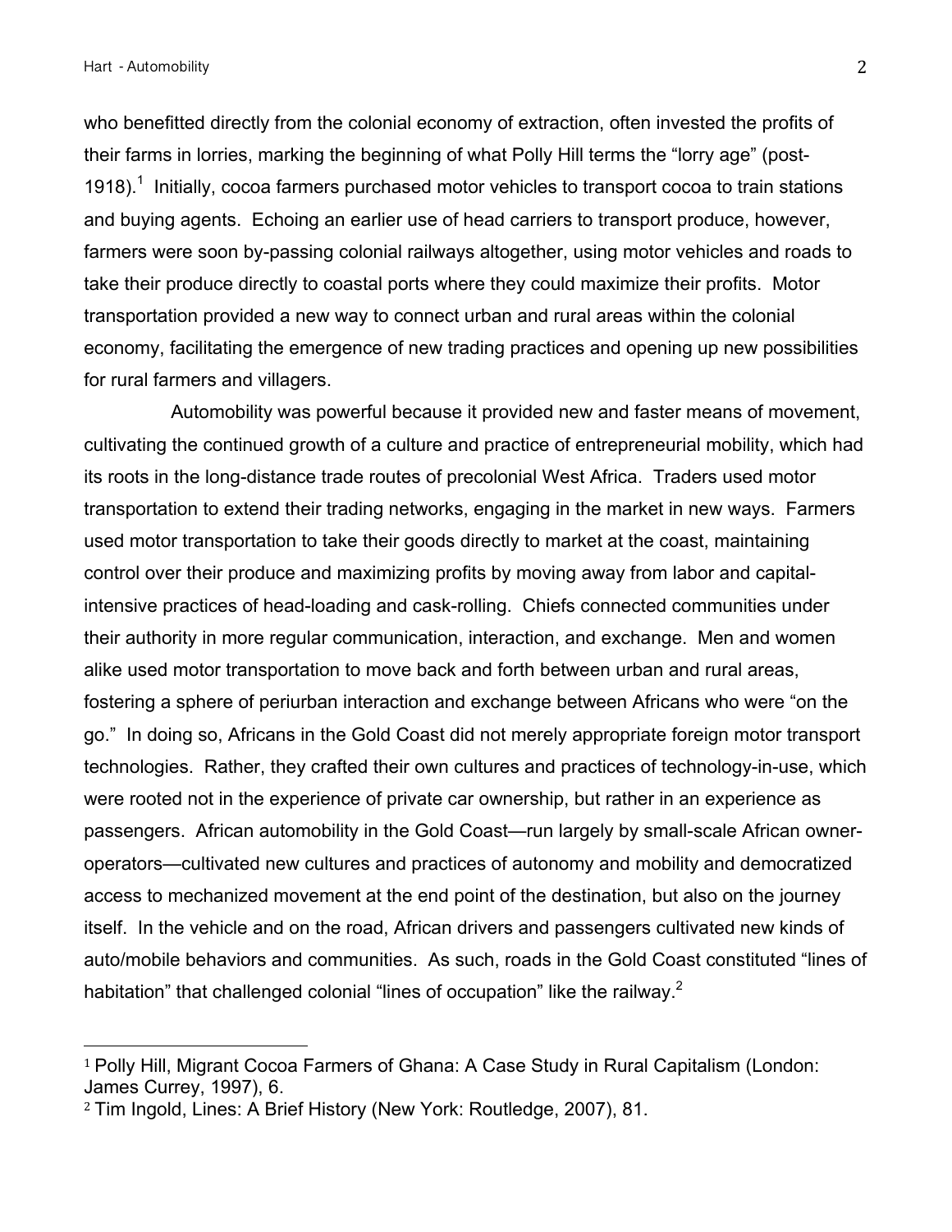who benefitted directly from the colonial economy of extraction, often invested the profits of their farms in lorries, marking the beginning of what Polly Hill terms the "lorry age" (post-1918).[1] Initially, cocoa farmers purchased motor vehicles to transport cocoa to train stations and buying agents. Echoing an earlier use of head carriers to transport produce, however, farmers were soon by-passing colonial railways altogether, using motor vehicles and roads to take their produce directly to coastal ports where they could maximize their profits. Motor transportation provided a new way to connect urban and rural areas within the colonial economy, facilitating the emergence of new trading practices and opening up new possibilities for rural farmers and villagers.

Automobility was powerful because it provided new and faster means of movement, cultivating the continued growth of a culture and practice of entrepreneurial mobility, which had its roots in the long-distance trade routes of precolonial West Africa. Traders used motor transportation to extend their trading networks, engaging in the market in new ways. Farmers used motor transportation to take their goods directly to market at the coast, maintaining control over their produce and maximizing profits by moving away from labor and capital-intensive practices of head-loading and cask-rolling. Chiefs connected communities under their authority in more regular communication, interaction, and exchange. Men and women alike used motor transportation to move back and forth between urban and rural areas, fostering a sphere of periurban interaction and exchange between Africans who were "on the go." In doing so, Africans in the Gold Coast did not merely appropriate foreign motor transport technologies. Rather, they crafted their own cultures and practices of technology-in-use, which were rooted not in the experience of private car ownership, but rather in an experience as passengers. African automobility in the Gold Coast—run largely by small-scale African owner-operators—cultivated new cultures and practices of autonomy and mobility and democratized access to mechanized movement at the end point of the destination, but also on the journey itself. In the vehicle and on the road, African drivers and passengers cultivated new kinds of auto/mobile behaviors and communities. As such, roads in the Gold Coast constituted "lines of habitation" that challenged colonial "lines of occupation" like the railway.[2]

---

[1] Polly Hill, Migrant Cocoa Farmers of Ghana: A Case Study in Rural Capitalism (London: James Currey, 1997), 6.

[2] Tim Ingold, Lines: A Brief History (New York: Routledge, 2007), 81.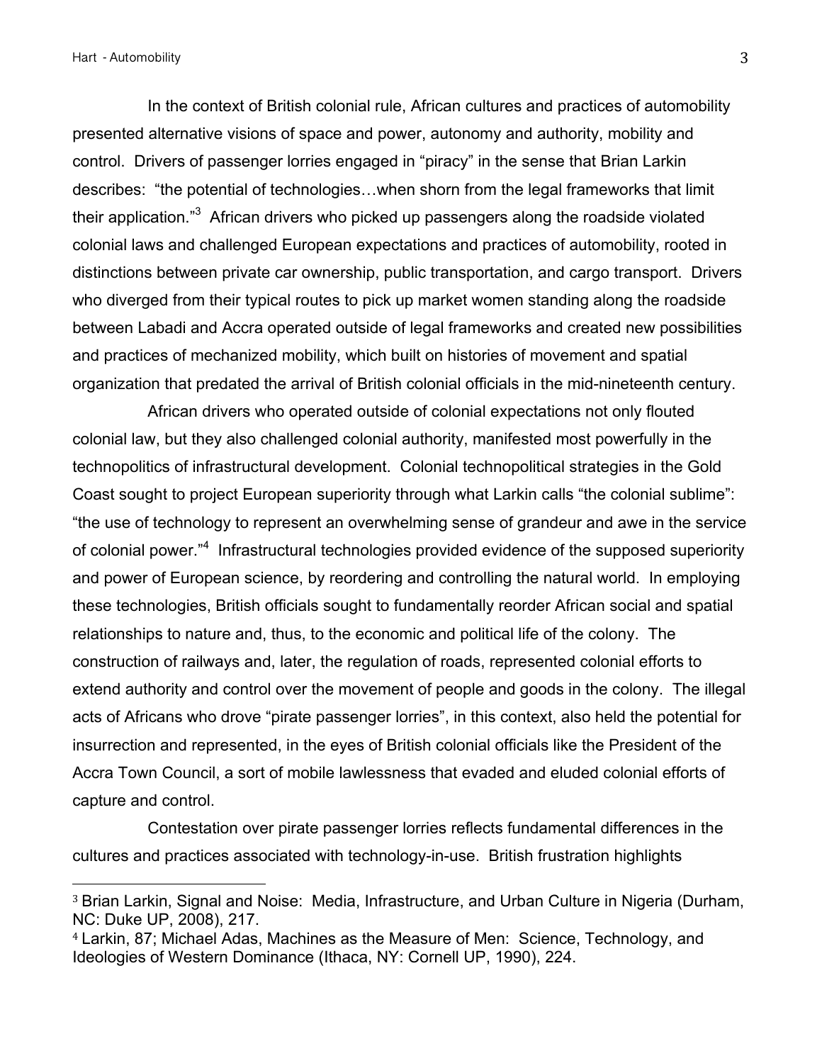In the context of British colonial rule, African cultures and practices of automobility presented alternative visions of space and power, autonomy and authority, mobility and control. Drivers of passenger lorries engaged in "piracy" in the sense that Brian Larkin describes: "the potential of technologies…when shorn from the legal frameworks that limit their application."[3] African drivers who picked up passengers along the roadside violated colonial laws and challenged European expectations and practices of automobility, rooted in distinctions between private car ownership, public transportation, and cargo transport. Drivers who diverged from their typical routes to pick up market women standing along the roadside between Labadi and Accra operated outside of legal frameworks and created new possibilities and practices of mechanized mobility, which built on histories of movement and spatial organization that predated the arrival of British colonial officials in the mid-nineteenth century.

African drivers who operated outside of colonial expectations not only flouted colonial law, but they also challenged colonial authority, manifested most powerfully in the technopolitics of infrastructural development. Colonial technopolitical strategies in the Gold Coast sought to project European superiority through what Larkin calls "the colonial sublime": "the use of technology to represent an overwhelming sense of grandeur and awe in the service of colonial power."[4] Infrastructural technologies provided evidence of the supposed superiority and power of European science, by reordering and controlling the natural world. In employing these technologies, British officials sought to fundamentally reorder African social and spatial relationships to nature and, thus, to the economic and political life of the colony. The construction of railways and, later, the regulation of roads, represented colonial efforts to extend authority and control over the movement of people and goods in the colony. The illegal acts of Africans who drove "pirate passenger lorries", in this context, also held the potential for insurrection and represented, in the eyes of British colonial officials like the President of the Accra Town Council, a sort of mobile lawlessness that evaded and eluded colonial efforts of capture and control.

Contestation over pirate passenger lorries reflects fundamental differences in the cultures and practices associated with technology-in-use. British frustration highlights

---

[3] Brian Larkin, Signal and Noise: Media, Infrastructure, and Urban Culture in Nigeria (Durham, NC: Duke UP, 2008), 217.

[4] Larkin, 87; Michael Adas, Machines as the Measure of Men: Science, Technology, and Ideologies of Western Dominance (Ithaca, NY: Cornell UP, 1990), 224.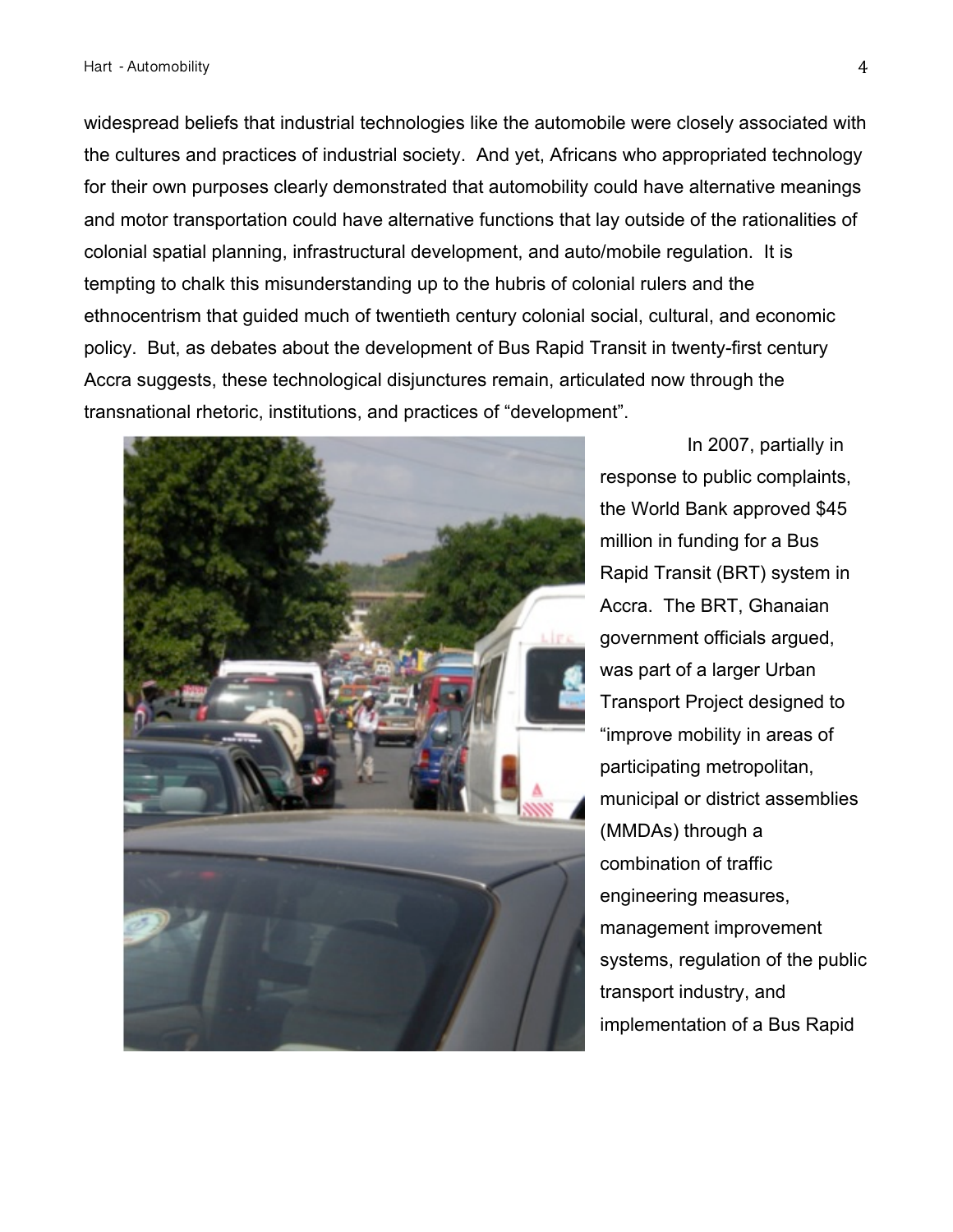widespread beliefs that industrial technologies like the automobile were closely associated with the cultures and practices of industrial society. And yet, Africans who appropriated technology for their own purposes clearly demonstrated that automobility could have alternative meanings and motor transportation could have alternative functions that lay outside of the rationalities of colonial spatial planning, infrastructural development, and auto/mobile regulation. It is tempting to chalk this misunderstanding up to the hubris of colonial rulers and the ethnocentrism that guided much of twentieth century colonial social, cultural, and economic policy. But, as debates about the development of Bus Rapid Transit in twenty-first century Accra suggests, these technological disjunctures remain, articulated now through the transnational rhetoric, institutions, and practices of "development".

In 2007, partially in response to public complaints, the World Bank approved $45 million in funding for a Bus Rapid Transit (BRT) system in Accra. The BRT, Ghanaian government officials argued, was part of a larger Urban Transport Project designed to "improve mobility in areas of participating metropolitan, municipal or district assemblies (MMDAs) through a combination of traffic engineering measures, management improvement systems, regulation of the public transport industry, and implementation of a Bus Rapid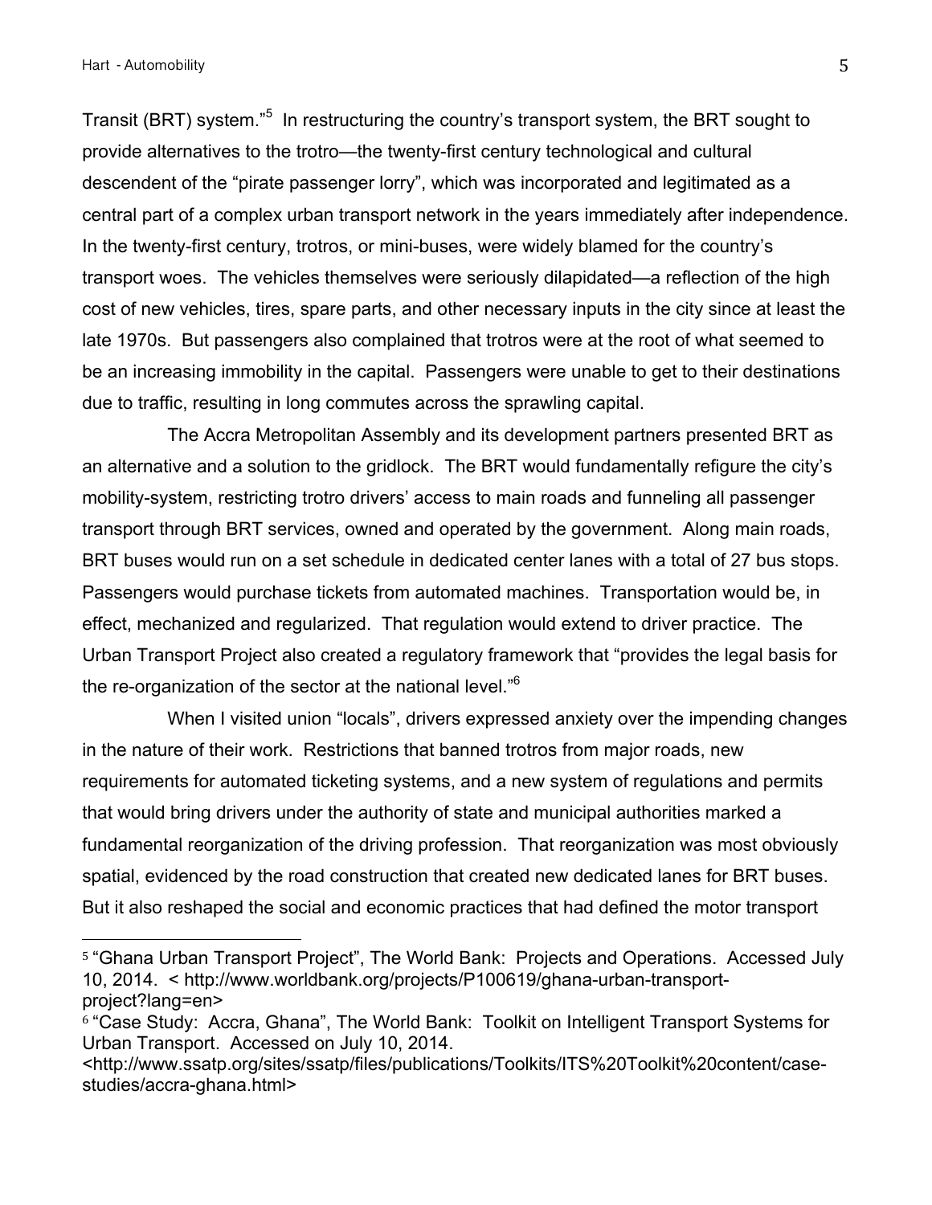Transit (BRT) system."[5] In restructuring the country's transport system, the BRT sought to provide alternatives to the trotro—the twenty-first century technological and cultural descendent of the "pirate passenger lorry", which was incorporated and legitimated as a central part of a complex urban transport network in the years immediately after independence. In the twenty-first century, trotros, or mini-buses, were widely blamed for the country's transport woes. The vehicles themselves were seriously dilapidated—a reflection of the high cost of new vehicles, tires, spare parts, and other necessary inputs in the city since at least the late 1970s. But passengers also complained that trotros were at the root of what seemed to be an increasing immobility in the capital. Passengers were unable to get to their destinations due to traffic, resulting in long commutes across the sprawling capital.

The Accra Metropolitan Assembly and its development partners presented BRT as an alternative and a solution to the gridlock. The BRT would fundamentally refigure the city's mobility-system, restricting trotro drivers' access to main roads and funneling all passenger transport through BRT services, owned and operated by the government. Along main roads, BRT buses would run on a set schedule in dedicated center lanes with a total of 27 bus stops. Passengers would purchase tickets from automated machines. Transportation would be, in effect, mechanized and regularized. That regulation would extend to driver practice. The Urban Transport Project also created a regulatory framework that "provides the legal basis for the re-organization of the sector at the national level."[6]

When I visited union "locals", drivers expressed anxiety over the impending changes in the nature of their work. Restrictions that banned trotros from major roads, new requirements for automated ticketing systems, and a new system of regulations and permits that would bring drivers under the authority of state and municipal authorities marked a fundamental reorganization of the driving profession. That reorganization was most obviously spatial, evidenced by the road construction that created new dedicated lanes for BRT buses. But it also reshaped the social and economic practices that had defined the motor transport

---

[5] "Ghana Urban Transport Project", The World Bank: Projects and Operations. Accessed July 10, 2014. < http://www.worldbank.org/projects/P100619/ghana-urban-transport-project?lang=en>

[6] "Case Study: Accra, Ghana", The World Bank: Toolkit on Intelligent Transport Systems for Urban Transport. Accessed on July 10, 2014. <http://www.ssatp.org/sites/ssatp/files/publications/Toolkits/ITS%20Toolkit%20content/case-studies/accra-ghana.html>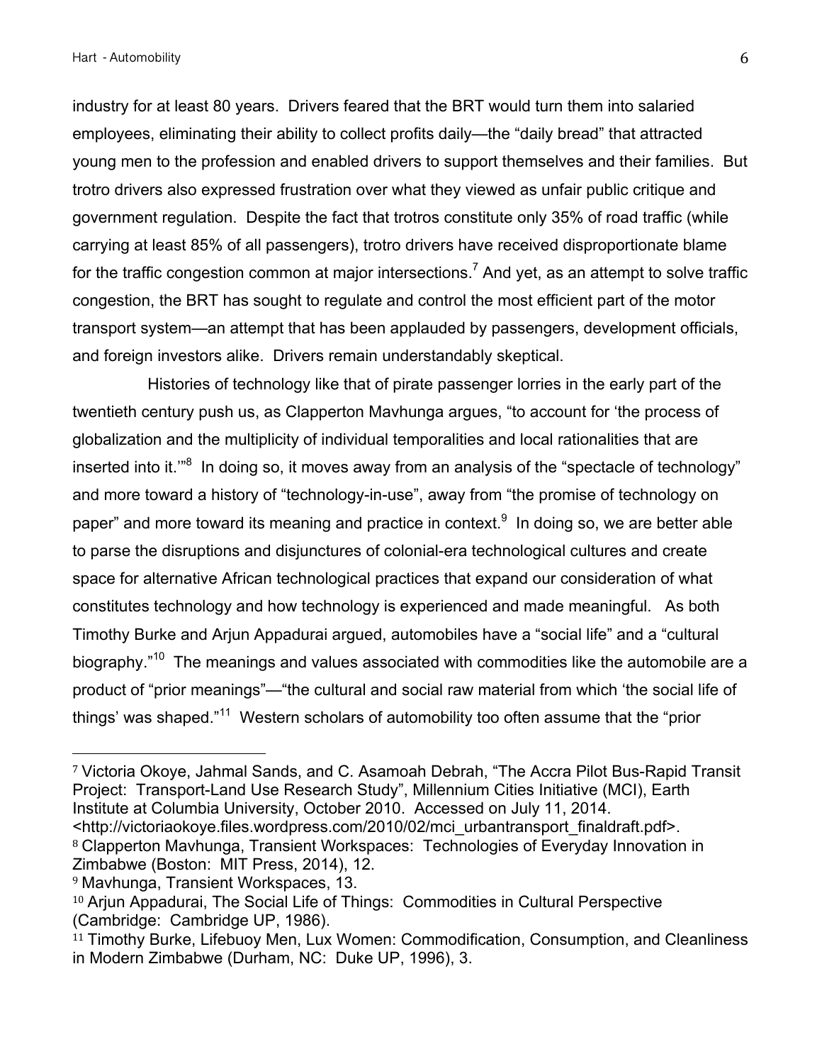industry for at least 80 years. Drivers feared that the BRT would turn them into salaried employees, eliminating their ability to collect profits daily—the "daily bread" that attracted young men to the profession and enabled drivers to support themselves and their families. But trotro drivers also expressed frustration over what they viewed as unfair public critique and government regulation. Despite the fact that trotros constitute only 35% of road traffic (while carrying at least 85% of all passengers), trotro drivers have received disproportionate blame for the traffic congestion common at major intersections.[7] And yet, as an attempt to solve traffic congestion, the BRT has sought to regulate and control the most efficient part of the motor transport system—an attempt that has been applauded by passengers, development officials, and foreign investors alike. Drivers remain understandably skeptical.

Histories of technology like that of pirate passenger lorries in the early part of the twentieth century push us, as Clapperton Mavhunga argues, "to account for 'the process of globalization and the multiplicity of individual temporalities and local rationalities that are inserted into it.'"[8] In doing so, it moves away from an analysis of the "spectacle of technology" and more toward a history of "technology-in-use", away from "the promise of technology on paper" and more toward its meaning and practice in context.[9] In doing so, we are better able to parse the disruptions and disjunctures of colonial-era technological cultures and create space for alternative African technological practices that expand our consideration of what constitutes technology and how technology is experienced and made meaningful. As both Timothy Burke and Arjun Appadurai argued, automobiles have a "social life" and a "cultural biography."[10] The meanings and values associated with commodities like the automobile are a product of "prior meanings"—"the cultural and social raw material from which 'the social life of things' was shaped."[11] Western scholars of automobility too often assume that the "prior

---

[7] Victoria Okoye, Jahmal Sands, and C. Asamoah Debrah, "The Accra Pilot Bus-Rapid Transit Project: Transport-Land Use Research Study", Millennium Cities Initiative (MCI), Earth Institute at Columbia University, October 2010. Accessed on July 11, 2014. <http://victoriaokoye.files.wordpress.com/2010/02/mci_urbantransport_finaldraft.pdf>.

[8] Clapperton Mavhunga, Transient Workspaces: Technologies of Everyday Innovation in Zimbabwe (Boston: MIT Press, 2014), 12.

[9] Mavhunga, Transient Workspaces, 13.

[10] Arjun Appadurai, The Social Life of Things: Commodities in Cultural Perspective (Cambridge: Cambridge UP, 1986).

[11] Timothy Burke, Lifebuoy Men, Lux Women: Commodification, Consumption, and Cleanliness in Modern Zimbabwe (Durham, NC: Duke UP, 1996), 3.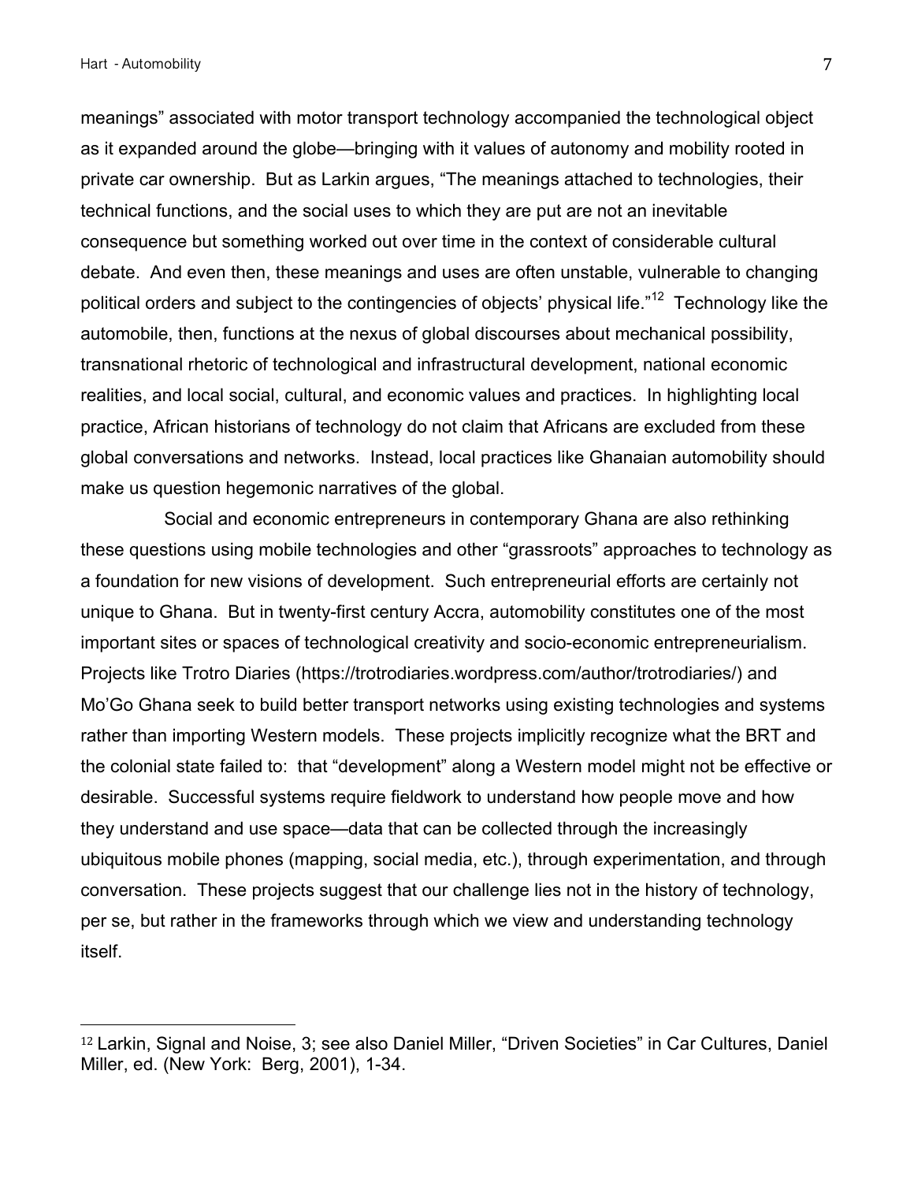meanings" associated with motor transport technology accompanied the technological object as it expanded around the globe—bringing with it values of autonomy and mobility rooted in private car ownership. But as Larkin argues, "The meanings attached to technologies, their technical functions, and the social uses to which they are put are not an inevitable consequence but something worked out over time in the context of considerable cultural debate. And even then, these meanings and uses are often unstable, vulnerable to changing political orders and subject to the contingencies of objects' physical life."[12] Technology like the automobile, then, functions at the nexus of global discourses about mechanical possibility, transnational rhetoric of technological and infrastructural development, national economic realities, and local social, cultural, and economic values and practices. In highlighting local practice, African historians of technology do not claim that Africans are excluded from these global conversations and networks. Instead, local practices like Ghanaian automobility should make us question hegemonic narratives of the global.

Social and economic entrepreneurs in contemporary Ghana are also rethinking these questions using mobile technologies and other "grassroots" approaches to technology as a foundation for new visions of development. Such entrepreneurial efforts are certainly not unique to Ghana. But in twenty-first century Accra, automobility constitutes one of the most important sites or spaces of technological creativity and socio-economic entrepreneurialism. Projects like Trotro Diaries (https://trotrodiaries.wordpress.com/author/trotrodiaries/) and Mo'Go Ghana seek to build better transport networks using existing technologies and systems rather than importing Western models. These projects implicitly recognize what the BRT and the colonial state failed to: that "development" along a Western model might not be effective or desirable. Successful systems require fieldwork to understand how people move and how they understand and use space—data that can be collected through the increasingly ubiquitous mobile phones (mapping, social media, etc.), through experimentation, and through conversation. These projects suggest that our challenge lies not in the history of technology, per se, but rather in the frameworks through which we view and understanding technology itself.

---

[12] Larkin, Signal and Noise, 3; see also Daniel Miller, "Driven Societies" in Car Cultures, Daniel Miller, ed. (New York: Berg, 2001), 1-34.